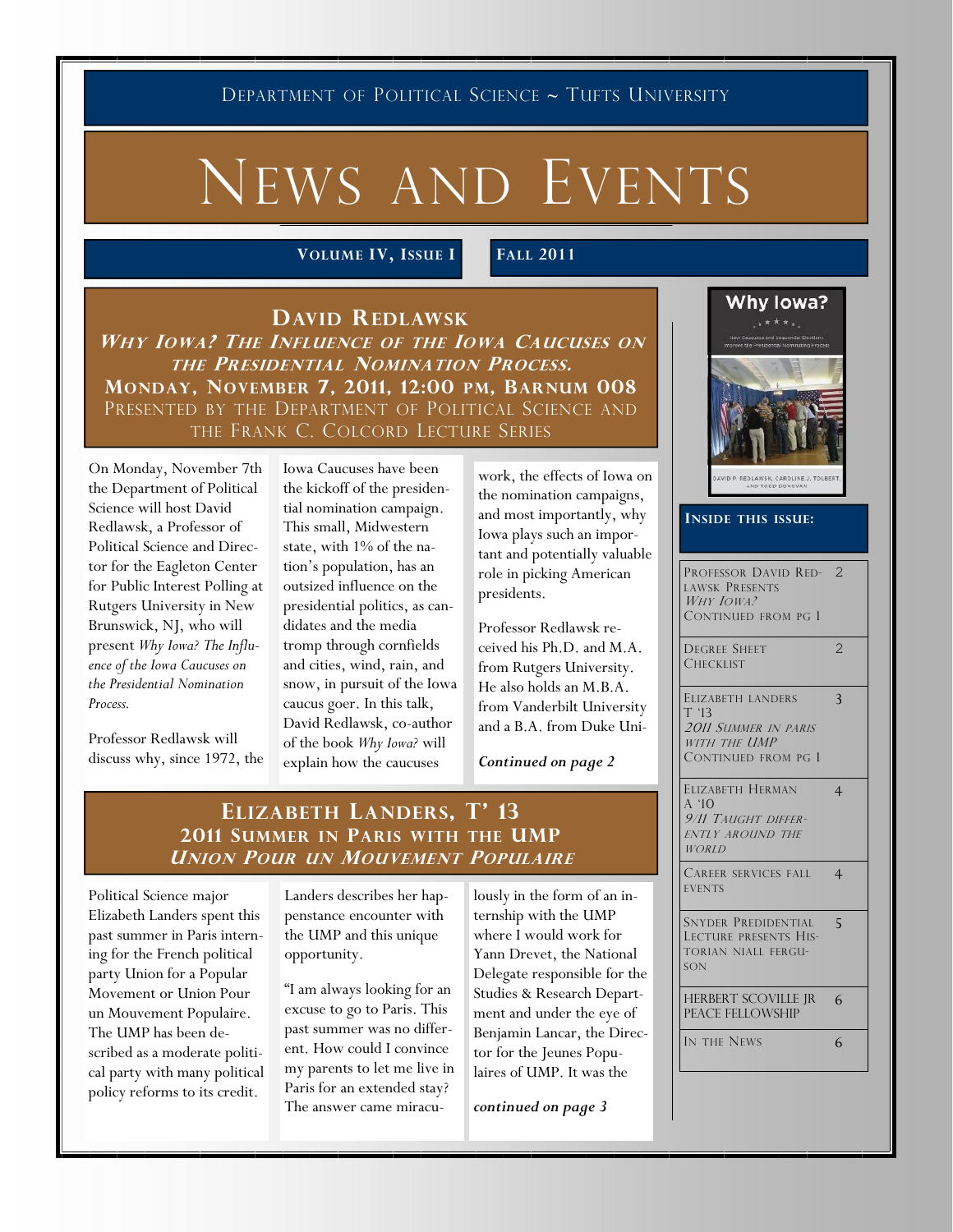DEPARTMENT OF POLITICAL SCIENCE ~ TUFTS UNIVERSITY

# NEWS AND EVENTS

**VOLUME IV, ISSUE I** | **FALL 2011**

## DAVID REDLAWSK

***WHY IOWA? THE INFLUENCE OF THE IOWA CAUCUSES ON THE PRESIDENTIAL NOMINATION PROCESS.***

**MONDAY, NOVEMBER 7, 2011, 12:00 PM, BARNUM 008**

PRESENTED BY THE DEPARTMENT OF POLITICAL SCIENCE AND THE FRANK C. COLCORD LECTURE SERIES

On Monday, November 7th the Department of Political Science will host David Redlawsk, a Professor of Political Science and Director for the Eagleton Center for Public Interest Polling at Rutgers University in New Brunswick, NJ, who will present *Why Iowa? The Influence of the Iowa Caucuses on the Presidential Nomination Process.*

Professor Redlawsk will discuss why, since 1972, the Iowa Caucuses have been the kickoff of the presidential nomination campaign. This small, Midwestern state, with 1% of the nation's population, has an outsized influence on the presidential politics, as candidates and the media tromp through cornfields and cities, wind, rain, and snow, in pursuit of the Iowa caucus goer. In this talk, David Redlawsk, co-author of the book *Why Iowa?* will explain how the caucuses work, the effects of Iowa on the nomination campaigns, and most importantly, why Iowa plays such an important and potentially valuable role in picking American presidents.

Professor Redlawsk received his Ph.D. and M.A. from Rutgers University. He also holds an M.B.A. from Vanderbilt University and a B.A. from Duke Uni-

***Continued on page 2***

Why Iowa?

How Caucuses and Sequential Elections Improve the Presidential Nominating Process

DAVID P. REDLAWSK, CAROLINE J. TOLBERT, AND TODD DONOVAN

**INSIDE THIS ISSUE:**

| | |
|---|---|
| PROFESSOR DAVID REDLAWSK PRESENTS *WHY IOWA?* CONTINUED FROM PG 1 | 2 |
| DEGREE SHEET CHECKLIST | 2 |
| ELIZABETH LANDERS T '13 *2011 SUMMER IN PARIS WITH THE UMP* CONTINUED FROM PG 1 | 3 |
| ELIZABETH HERMAN A '10 *9/11 TAUGHT DIFFERENTLY AROUND THE WORLD* | 4 |
| CAREER SERVICES FALL EVENTS | 4 |
| SNYDER PREDIDENTIAL LECTURE PRESENTS HISTORIAN NIALL FERGUSON | 5 |
| HERBERT SCOVILLE JR PEACE FELLOWSHIP | 6 |
| IN THE NEWS | 6 |

## ELIZABETH LANDERS, T' 13

**2011 SUMMER IN PARIS WITH THE UMP**

***UNION POUR UN MOUVEMENT POPULAIRE***

Political Science major Elizabeth Landers spent this past summer in Paris interning for the French political party Union for a Popular Movement or Union Pour un Mouvement Populaire. The UMP has been described as a moderate political party with many political policy reforms to its credit.

Landers describes her happenstance encounter with the UMP and this unique opportunity.

"I am always looking for an excuse to go to Paris. This past summer was no different. How could I convince my parents to let me live in Paris for an extended stay? The answer came miraculously in the form of an internship with the UMP where I would work for Yann Drevet, the National Delegate responsible for the Studies & Research Department and under the eye of Benjamin Lancar, the Director for the Jeunes Populaires of UMP. It was the

***continued on page 3***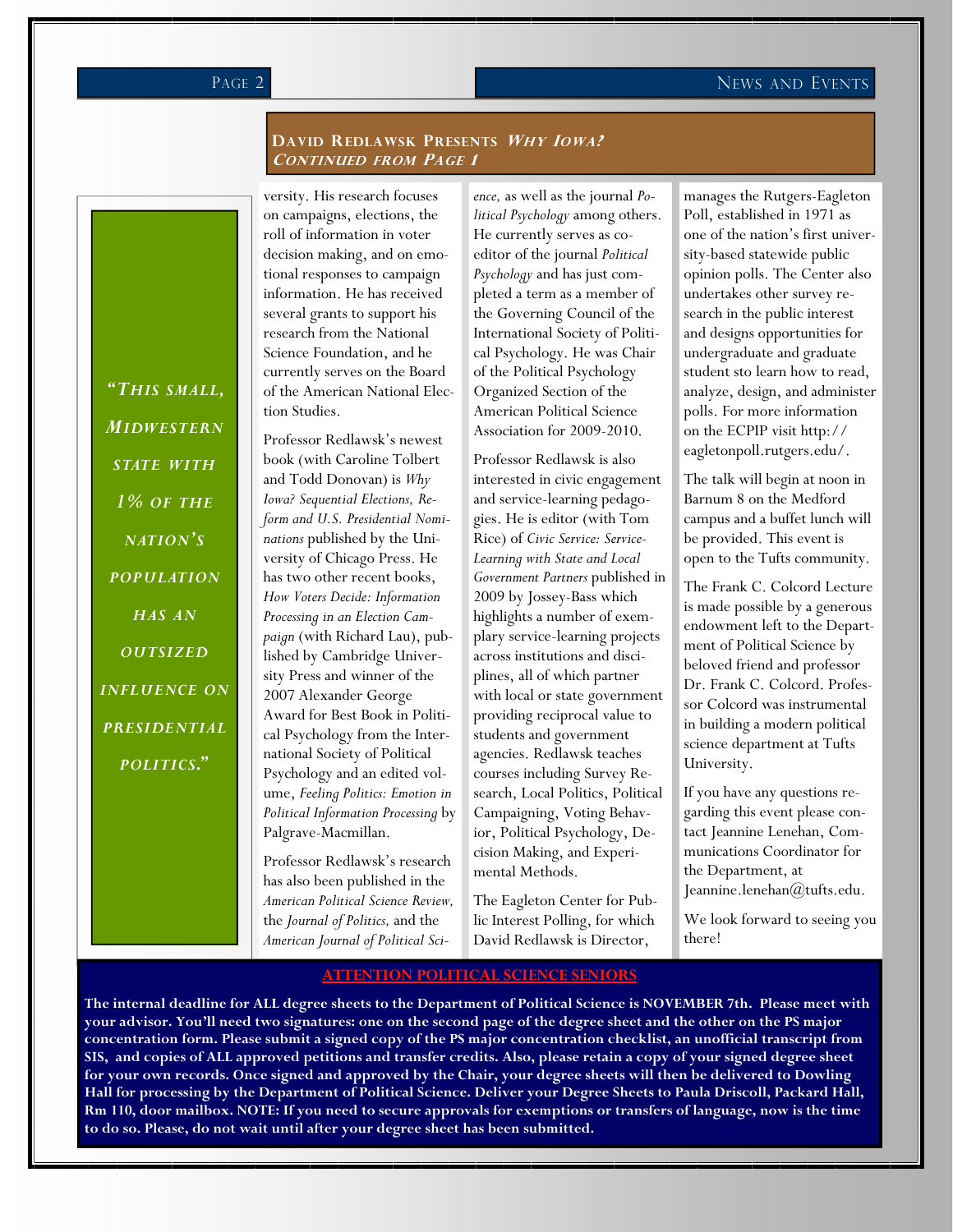## David Redlawsk Presents *Why Iowa?* *Continued from Page 1*

> *"This small, Midwestern state with 1% of the nation's population has an outsized influence on presidential politics."*

versity. His research focuses on campaigns, elections, the roll of information in voter decision making, and on emotional responses to campaign information. He has received several grants to support his research from the National Science Foundation, and he currently serves on the Board of the American National Election Studies.

Professor Redlawsk's newest book (with Caroline Tolbert and Todd Donovan) is *Why Iowa? Sequential Elections, Reform and U.S. Presidential Nominations* published by the University of Chicago Press. He has two other recent books, *How Voters Decide: Information Processing in an Election Campaign* (with Richard Lau), published by Cambridge University Press and winner of the 2007 Alexander George Award for Best Book in Political Psychology from the International Society of Political Psychology and an edited volume, *Feeling Politics: Emotion in Political Information Processing* by Palgrave-Macmillan.

Professor Redlawsk's research has also been published in the *American Political Science Review,* the *Journal of Politics,* and the *American Journal of Political Science,* as well as the journal *Political Psychology* among others. He currently serves as co-editor of the journal *Political Psychology* and has just completed a term as a member of the Governing Council of the International Society of Political Psychology. He was Chair of the Political Psychology Organized Section of the American Political Science Association for 2009-2010.

Professor Redlawsk is also interested in civic engagement and service-learning pedagogies. He is editor (with Tom Rice) of *Civic Service: Service-Learning with State and Local Government Partners* published in 2009 by Jossey-Bass which highlights a number of exemplary service-learning projects across institutions and disciplines, all of which partner with local or state government providing reciprocal value to students and government agencies. Redlawsk teaches courses including Survey Research, Local Politics, Political Campaigning, Voting Behavior, Political Psychology, Decision Making, and Experimental Methods.

The Eagleton Center for Public Interest Polling, for which David Redlawsk is Director, manages the Rutgers-Eagleton Poll, established in 1971 as one of the nation's first university-based statewide public opinion polls. The Center also undertakes other survey research in the public interest and designs opportunities for undergraduate and graduate student sto learn how to read, analyze, design, and administer polls. For more information on the ECPIP visit http://eagletonpoll.rutgers.edu/.

The talk will begin at noon in Barnum 8 on the Medford campus and a buffet lunch will be provided. This event is open to the Tufts community.

The Frank C. Colcord Lecture is made possible by a generous endowment left to the Department of Political Science by beloved friend and professor Dr. Frank C. Colcord. Professor Colcord was instrumental in building a modern political science department at Tufts University.

If you have any questions regarding this event please contact Jeannine Lenehan, Communications Coordinator for the Department, at Jeannine.lenehan@tufts.edu.

We look forward to seeing you there!

## ATTENTION POLITICAL SCIENCE SENIORS

**The internal deadline for ALL degree sheets to the Department of Political Science is NOVEMBER 7th. Please meet with your advisor. You'll need two signatures: one on the second page of the degree sheet and the other on the PS major concentration form. Please submit a signed copy of the PS major concentration checklist, an unofficial transcript from SIS, and copies of ALL approved petitions and transfer credits. Also, please retain a copy of your signed degree sheet for your own records. Once signed and approved by the Chair, your degree sheets will then be delivered to Dowling Hall for processing by the Department of Political Science. Deliver your Degree Sheets to Paula Driscoll, Packard Hall, Rm 110, door mailbox. NOTE: If you need to secure approvals for exemptions or transfers of language, now is the time to do so. Please, do not wait until after your degree sheet has been submitted.**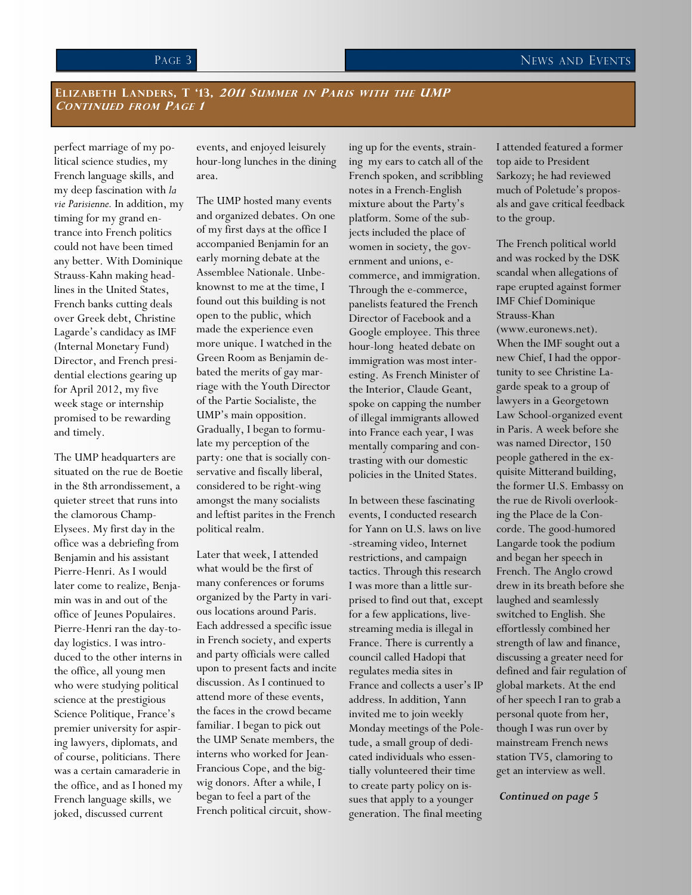## Elizabeth Landers, T '13, *2011 Summer in Paris with the UMP*
### *Continued from Page 1*

perfect marriage of my political science studies, my French language skills, and my deep fascination with *la vie Parisienne.* In addition, my timing for my grand entrance into French politics could not have been timed any better. With Dominique Strauss-Kahn making headlines in the United States, French banks cutting deals over Greek debt, Christine Lagarde's candidacy as IMF (Internal Monetary Fund) Director, and French presidential elections gearing up for April 2012, my five week stage or internship promised to be rewarding and timely.

The UMP headquarters are situated on the rue de Boetie in the 8th arrondissement, a quieter street that runs into the clamorous Champ-Elysees. My first day in the office was a debriefing from Benjamin and his assistant Pierre-Henri. As I would later come to realize, Benjamin was in and out of the office of Jeunes Populaires. Pierre-Henri ran the day-to-day logistics. I was introduced to the other interns in the office, all young men who were studying political science at the prestigious Science Politique, France's premier university for aspiring lawyers, diplomats, and of course, politicians. There was a certain camaraderie in the office, and as I honed my French language skills, we joked, discussed current events, and enjoyed leisurely hour-long lunches in the dining area.

The UMP hosted many events and organized debates. On one of my first days at the office I accompanied Benjamin for an early morning debate at the Assemblee Nationale. Unbeknownst to me at the time, I found out this building is not open to the public, which made the experience even more unique. I watched in the Green Room as Benjamin debated the merits of gay marriage with the Youth Director of the Partie Socialiste, the UMP's main opposition. Gradually, I began to formulate my perception of the party: one that is socially conservative and fiscally liberal, considered to be right-wing amongst the many socialists and leftist parites in the French political realm.

Later that week, I attended what would be the first of many conferences or forums organized by the Party in various locations around Paris. Each addressed a specific issue in French society, and experts and party officials were called upon to present facts and incite discussion. As I continued to attend more of these events, the faces in the crowd became familiar. I began to pick out the UMP Senate members, the interns who worked for Jean-Francious Cope, and the bigwig donors. After a while, I began to feel a part of the French political circuit, showing up for the events, straining my ears to catch all of the French spoken, and scribbling notes in a French-English mixture about the Party's platform. Some of the subjects included the place of women in society, the government and unions, e-commerce, and immigration. Through the e-commerce, panelists featured the French Director of Facebook and a Google employee. This three hour-long heated debate on immigration was most interesting. As French Minister of the Interior, Claude Geant, spoke on capping the number of illegal immigrants allowed into France each year, I was mentally comparing and contrasting with our domestic policies in the United States.

In between these fascinating events, I conducted research for Yann on U.S. laws on live-streaming video, Internet restrictions, and campaign tactics. Through this research I was more than a little surprised to find out that, except for a few applications, live-streaming media is illegal in France. There is currently a council called Hadopi that regulates media sites in France and collects a user's IP address. In addition, Yann invited me to join weekly Monday meetings of the Poletude, a small group of dedicated individuals who essentially volunteered their time to create party policy on issues that apply to a younger generation. The final meeting I attended featured a former top aide to President Sarkozy; he had reviewed much of Poletude's proposals and gave critical feedback to the group.

The French political world and was rocked by the DSK scandal when allegations of rape erupted against former IMF Chief Dominique Strauss-Khan (www.euronews.net). When the IMF sought out a new Chief, I had the opportunity to see Christine Lagarde speak to a group of lawyers in a Georgetown Law School-organized event in Paris. A week before she was named Director, 150 people gathered in the exquisite Mitterand building, the former U.S. Embassy on the rue de Rivoli overlooking the Place de la Concorde. The good-humored Langarde took the podium and began her speech in French. The Anglo crowd drew in its breath before she laughed and seamlessly switched to English. She effortlessly combined her strength of law and finance, discussing a greater need for defined and fair regulation of global markets. At the end of her speech I ran to grab a personal quote from her, though I was run over by mainstream French news station TV5, clamoring to get an interview as well.

***Continued on page 5***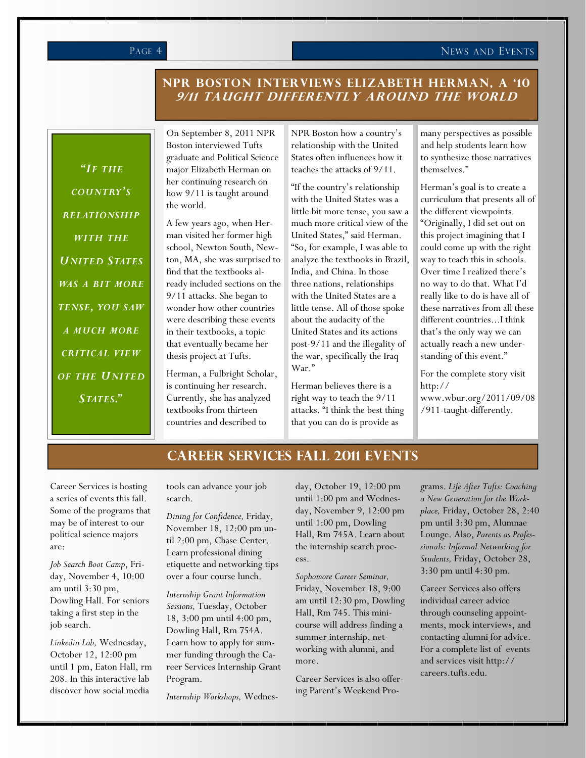## NPR Boston Interviews Elizabeth Herman, A '10
### *9/11 Taught Differently Around the World*

> *"If the country's relationship with the United States was a bit more tense, you saw a much more critical view of the United States."*

On September 8, 2011 NPR Boston interviewed Tufts graduate and Political Science major Elizabeth Herman on her continuing research on how 9/11 is taught around the world.

A few years ago, when Herman visited her former high school, Newton South, Newton, MA, she was surprised to find that the textbooks already included sections on the 9/11 attacks. She began to wonder how other countries were describing these events in their textbooks, a topic that eventually became her thesis project at Tufts.

Herman, a Fulbright Scholar, is continuing her research. Currently, she has analyzed textbooks from thirteen countries and described to NPR Boston how a country's relationship with the United States often influences how it teaches the attacks of 9/11.

"If the country's relationship with the United States was a little bit more tense, you saw a much more critical view of the United States," said Herman. "So, for example, I was able to analyze the textbooks in Brazil, India, and China. In those three nations, relationships with the United States are a little tense. All of those spoke about the audacity of the United States and its actions post-9/11 and the illegality of the war, specifically the Iraq War."

Herman believes there is a right way to teach the 9/11 attacks. "I think the best thing that you can do is provide as many perspectives as possible and help students learn how to synthesize those narratives themselves."

Herman's goal is to create a curriculum that presents all of the different viewpoints. "Originally, I did set out on this project imagining that I could come up with the right way to teach this in schools. Over time I realized there's no way to do that. What I'd really like to do is have all of these narratives from all these different countries…I think that's the only way we can actually reach a new understanding of this event."

For the complete story visit http://www.wbur.org/2011/09/08/911-taught-differently.

## Career Services Fall 2011 Events

Career Services is hosting a series of events this fall. Some of the programs that may be of interest to our political science majors are:

*Job Search Boot Camp*, Friday, November 4, 10:00 am until 3:30 pm, Dowling Hall. For seniors taking a first step in the job search.

*Linkedin Lab,* Wednesday, October 12, 12:00 pm until 1 pm, Eaton Hall, rm 208. In this interactive lab discover how social media tools can advance your job search.

*Dining for Confidence,* Friday, November 18, 12:00 pm until 2:00 pm, Chase Center. Learn professional dining etiquette and networking tips over a four course lunch.

*Internship Grant Information Sessions,* Tuesday, October 18, 3:00 pm until 4:00 pm, Dowling Hall, Rm 754A. Learn how to apply for summer funding through the Career Services Internship Grant Program.

*Internship Workshops,* Wednesday, October 19, 12:00 pm until 1:00 pm and Wednesday, November 9, 12:00 pm until 1:00 pm, Dowling Hall, Rm 745A. Learn about the internship search process.

*Sophomore Career Seminar,* Friday, November 18, 9:00 am until 12:30 pm, Dowling Hall, Rm 745. This mini-course will address finding a summer internship, networking with alumni, and more.

Career Services is also offering Parent's Weekend Programs. *Life After Tufts: Coaching a New Generation for the Workplace,* Friday, October 28, 2:40 pm until 3:30 pm, Alumnae Lounge. Also, *Parents as Professionals: Informal Networking for Students,* Friday, October 28, 3:30 pm until 4:30 pm.

Career Services also offers individual career advice through counseling appointments, mock interviews, and contacting alumni for advice. For a complete list of events and services visit http://careers.tufts.edu.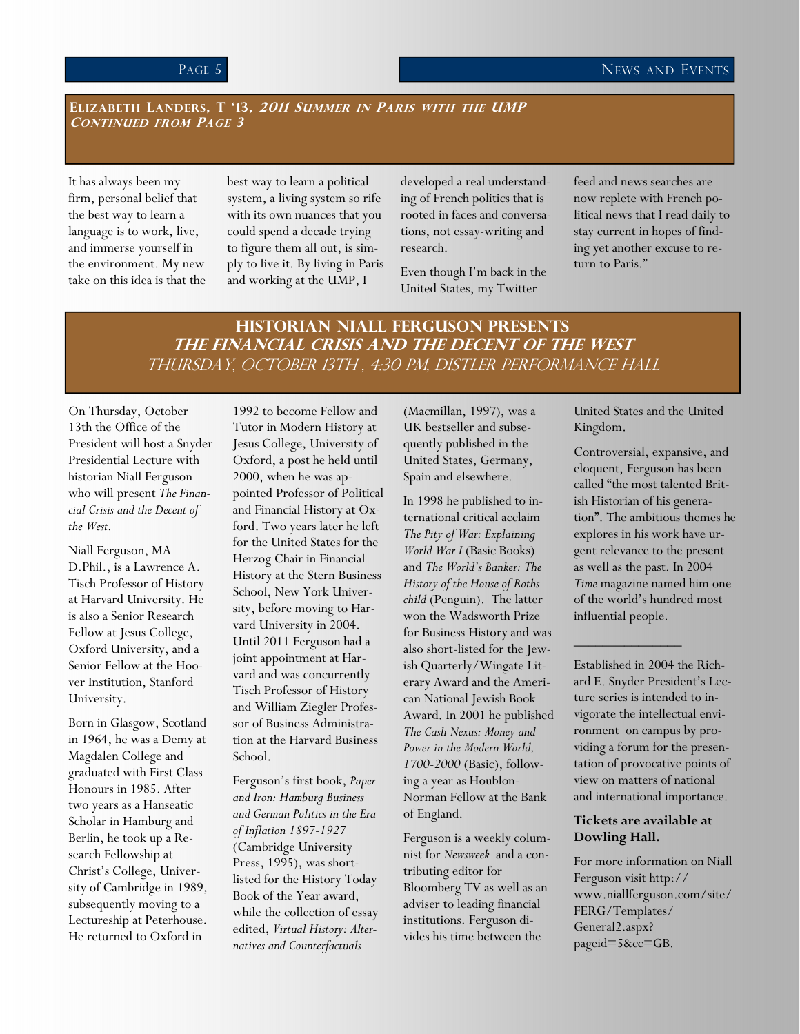## Elizabeth Landers, T '13, *2011 Summer in Paris with the UMP Continued from Page 3*

It has always been my firm, personal belief that the best way to learn a language is to work, live, and immerse yourself in the environment. My new take on this idea is that the best way to learn a political system, a living system so rife with its own nuances that you could spend a decade trying to figure them all out, is simply to live it. By living in Paris and working at the UMP, I developed a real understanding of French politics that is rooted in faces and conversations, not essay-writing and research.

Even though I'm back in the United States, my Twitter feed and news searches are now replete with French political news that I read daily to stay current in hopes of finding yet another excuse to return to Paris."

## Historian Niall Ferguson Presents *The Financial Crisis and the Decent of the West*

*Thursday, October 13th , 4:30 PM, Distler Performance Hall*

On Thursday, October 13th the Office of the President will host a Snyder Presidential Lecture with historian Niall Ferguson who will present *The Financial Crisis and the Decent of the West*.

Niall Ferguson, MA D.Phil., is a Lawrence A. Tisch Professor of History at Harvard University. He is also a Senior Research Fellow at Jesus College, Oxford University, and a Senior Fellow at the Hoover Institution, Stanford University.

Born in Glasgow, Scotland in 1964, he was a Demy at Magdalen College and graduated with First Class Honours in 1985. After two years as a Hanseatic Scholar in Hamburg and Berlin, he took up a Research Fellowship at Christ's College, University of Cambridge in 1989, subsequently moving to a Lectureship at Peterhouse. He returned to Oxford in 1992 to become Fellow and Tutor in Modern History at Jesus College, University of Oxford, a post he held until 2000, when he was appointed Professor of Political and Financial History at Oxford. Two years later he left for the United States for the Herzog Chair in Financial History at the Stern Business School, New York University, before moving to Harvard University in 2004. Until 2011 Ferguson had a joint appointment at Harvard and was concurrently Tisch Professor of History and William Ziegler Professor of Business Administration at the Harvard Business School.

Ferguson's first book, *Paper and Iron: Hamburg Business and German Politics in the Era of Inflation 1897-1927* (Cambridge University Press, 1995), was short-listed for the History Today Book of the Year award, while the collection of essay edited, *Virtual History: Alternatives and Counterfactuals* (Macmillan, 1997), was a UK bestseller and subsequently published in the United States, Germany, Spain and elsewhere.

In 1998 he published to international critical acclaim *The Pity of War: Explaining World War I* (Basic Books) and *The World's Banker: The History of the House of Rothschild* (Penguin). The latter won the Wadsworth Prize for Business History and was also short-listed for the Jewish Quarterly/Wingate Literary Award and the American National Jewish Book Award. In 2001 he published *The Cash Nexus: Money and Power in the Modern World, 1700-2000* (Basic), following a year as Houblon-Norman Fellow at the Bank of England.

Ferguson is a weekly columnist for *Newsweek* and a contributing editor for Bloomberg TV as well as an adviser to leading financial institutions. Ferguson divides his time between the United States and the United Kingdom.

Controversial, expansive, and eloquent, Ferguson has been called "the most talented British Historian of his generation". The ambitious themes he explores in his work have urgent relevance to the present as well as the past. In 2004 *Time* magazine named him one of the world's hundred most influential people.

---

Established in 2004 the Richard E. Snyder President's Lecture series is intended to invigorate the intellectual environment on campus by providing a forum for the presentation of provocative points of view on matters of national and international importance.

**Tickets are available at Dowling Hall.**

For more information on Niall Ferguson visit http://www.niallferguson.com/site/FERG/Templates/General2.aspx?pageid=5&cc=GB.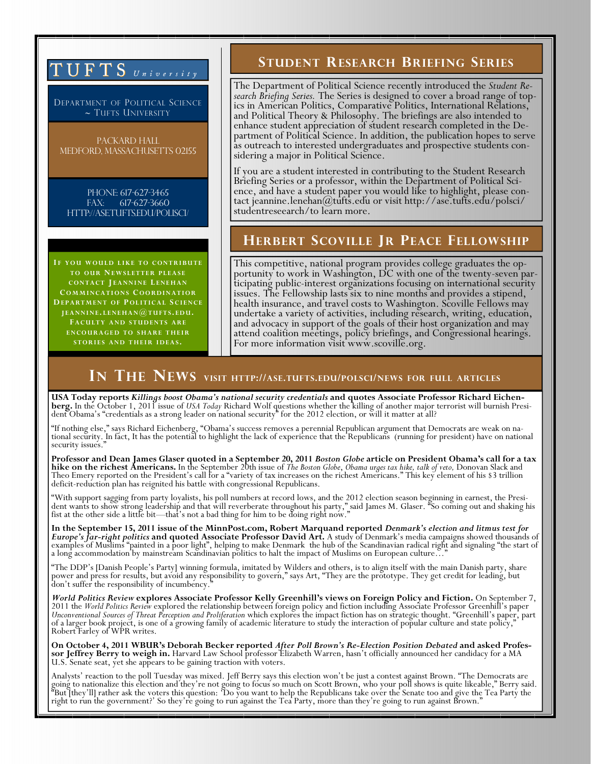# TUFTS *University*

DEPARTMENT OF POLITICAL SCIENCE ~ TUFTS UNIVERSITY

PACKARD HALL
MEDFORD, MASSACHUSETTS 02155

PHONE: 617-627-3465
FAX: 617-627-3660
HTTP://ASE.TUFTS.EDU/POLSCI/

**IF YOU WOULD LIKE TO CONTRIBUTE TO OUR NEWSLETTER PLEASE CONTACT JEANNINE LENEHAN COMMINCATIONS COORDINATIOR DEPARTMENT OF POLITICAL SCIENCE JEANNINE.LENEHAN@TUFTS.EDU. FACULTY AND STUDENTS ARE ENCOURAGED TO SHARE THEIR STORIES AND THEIR IDEAS.**

## Student Research Briefing Series

The Department of Political Science recently introduced the *Student Research Briefing Series.* The Series is designed to cover a broad range of topics in American Politics, Comparative Politics, International Relations, and Political Theory & Philosophy. The briefings are also intended to enhance student appreciation of student research completed in the Department of Political Science. In addition, the publication hopes to serve as outreach to interested undergraduates and prospective students considering a major in Political Science.

If you are a student interested in contributing to the Student Research Briefing Series or a professor, within the Department of Political Science, and have a student paper you would like to highlight, please contact jeannine.lenehan@tufts.edu or visit http://ase.tufts.edu/polsci/studentreseearch/to learn more.

## Herbert Scoville Jr Peace Fellowship

This competitive, national program provides college graduates the opportunity to work in Washington, DC with one of the twenty-seven participating public-interest organizations focusing on international security issues. The Fellowship lasts six to nine months and provides a stipend, health insurance, and travel costs to Washington. Scoville Fellows may undertake a variety of activities, including research, writing, education, and advocacy in support of the goals of their host organization and may attend coalition meetings, policy briefings, and Congressional hearings. For more information visit www.scoville.org.

## In The News visit http://ase.tufts.edu/polsci/news for full articles

**USA Today reports *Killings boost Obama's national security credentials* and quotes Associate Professor Richard Eichenberg.** In the October 1, 2011 issue of *USA Today* Richard Wolf questions whether the killing of another major terrorist will burnish President Obama's "credentials as a strong leader on national security" for the 2012 election, or will it matter at all?

"If nothing else," says Richard Eichenberg, "Obama's success removes a perennial Republican argument that Democrats are weak on national security. In fact, It has the potential to highlight the lack of experience that the Republicans (running for president) have on national security issues."

**Professor and Dean James Glaser quoted in a September 20, 2011 *Boston Globe* article on President Obama's call for a tax hike on the richest Americans.** In the September 20th issue of *The Boston Globe*, *Obama urges tax hike, talk of veto,* Donovan Slack and Theo Emery reported on the President's call for a "variety of tax increases on the richest Americans." This key element of his $3 trillion deficit-reduction plan has reignited his battle with congressional Republicans.

"With support sagging from party loyalists, his poll numbers at record lows, and the 2012 election season beginning in earnest, the President wants to show strong leadership and that will reverberate throughout his party," said James M. Glaser. "So coming out and shaking his fist at the other side a little bit—that's not a bad thing for him to be doing right now."

**In the September 15, 2011 issue of the MinnPost.com, Robert Marquand reported *Denmark's election and litmus test for Europe's far-right politics* and quoted Associate Professor David Art.** A study of Denmark's media campaigns showed thousands of examples of Muslims "painted in a poor light", helping to make Denmark the hub of the Scandinavian radical right and signaling "the start of a long accommodation by mainstream Scandinavian politics to halt the impact of Muslims on European culture…"

"The DDP's [Danish People's Party] winning formula, imitated by Wilders and others, is to align itself with the main Danish party, share power and press for results, but avoid any responsibility to govern," says Art, "They are the prototype. They get credit for leading, but don't suffer the responsibility of incumbency."

***World Politics Review* explores Associate Professor Kelly Greenhill's views on Foreign Policy and Fiction.** On September 7, 2011 the *World Politics Review* explored the relationship between foreign policy and fiction including Associate Professor Greenhill's paper *Unconventional Sources of Threat Perception and Proliferation* which explores the impact fiction has on strategic thought. "Greenhill's paper, part of a larger book project, is one of a growing family of academic literature to study the interaction of popular culture and state policy," Robert Farley of WPR writes.

**On October 4, 2011 WBUR's Deborah Becker reported *After Poll Brown's Re-Election Position Debated* and asked Professor Jeffrey Berry to weigh in.** Harvard Law School professor Elizabeth Warren, hasn't officially announced her candidacy for a MA U.S. Senate seat, yet she appears to be gaining traction with voters.

Analysts' reaction to the poll Tuesday was mixed. Jeff Berry says this election won't be just a contest against Brown. "The Democrats are going to nationalize this election and they're not going to focus so much on Scott Brown, who your poll shows is quite likeable," Berry said. "But [they'll] rather ask the voters this question: 'Do you want to help the Republicans take over the Senate too and give the Tea Party the right to run the government?' So they're going to run against the Tea Party, more than they're going to run against Brown."